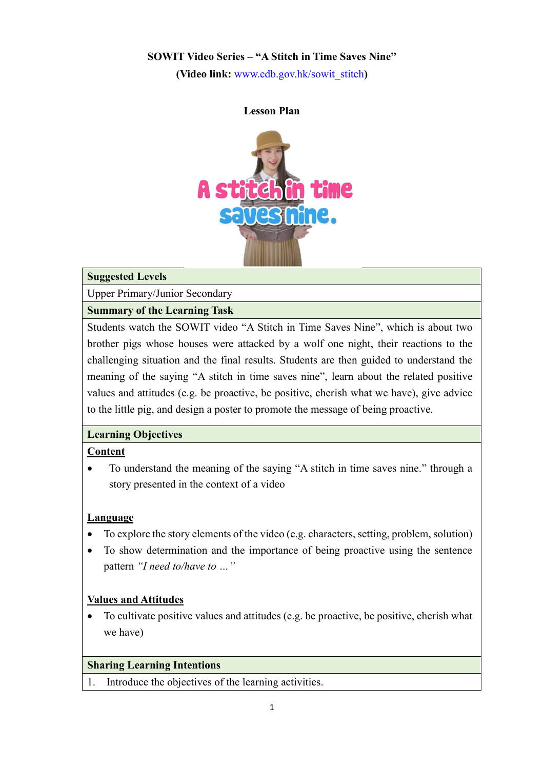**SOWIT Video Series – "A Stitch in Time Saves Nine"**

**(Video link: www.edb.gov.hk/sowit_stitch)**

**Lesson Plan**

**Suggested Levels**

Upper Primary/Junior Secondary

**Summary of the Learning Task**

Students watch the SOWIT video "A Stitch in Time Saves Nine", which is about two brother pigs whose houses were attacked by a wolf one night, their reactions to the challenging situation and the final results. Students are then guided to understand the meaning of the saying "A stitch in time saves nine", learn about the related positive values and attitudes (e.g. be proactive, be positive, cherish what we have), give advice to the little pig, and design a poster to promote the message of being proactive.

**Learning Objectives**

**Content**

- To understand the meaning of the saying "A stitch in time saves nine." through a story presented in the context of a video

**Language**

- To explore the story elements of the video (e.g. characters, setting, problem, solution)
- To show determination and the importance of being proactive using the sentence pattern *"I need to/have to …"*

**Values and Attitudes**

- To cultivate positive values and attitudes (e.g. be proactive, be positive, cherish what we have)

**Sharing Learning Intentions**

1. Introduce the objectives of the learning activities.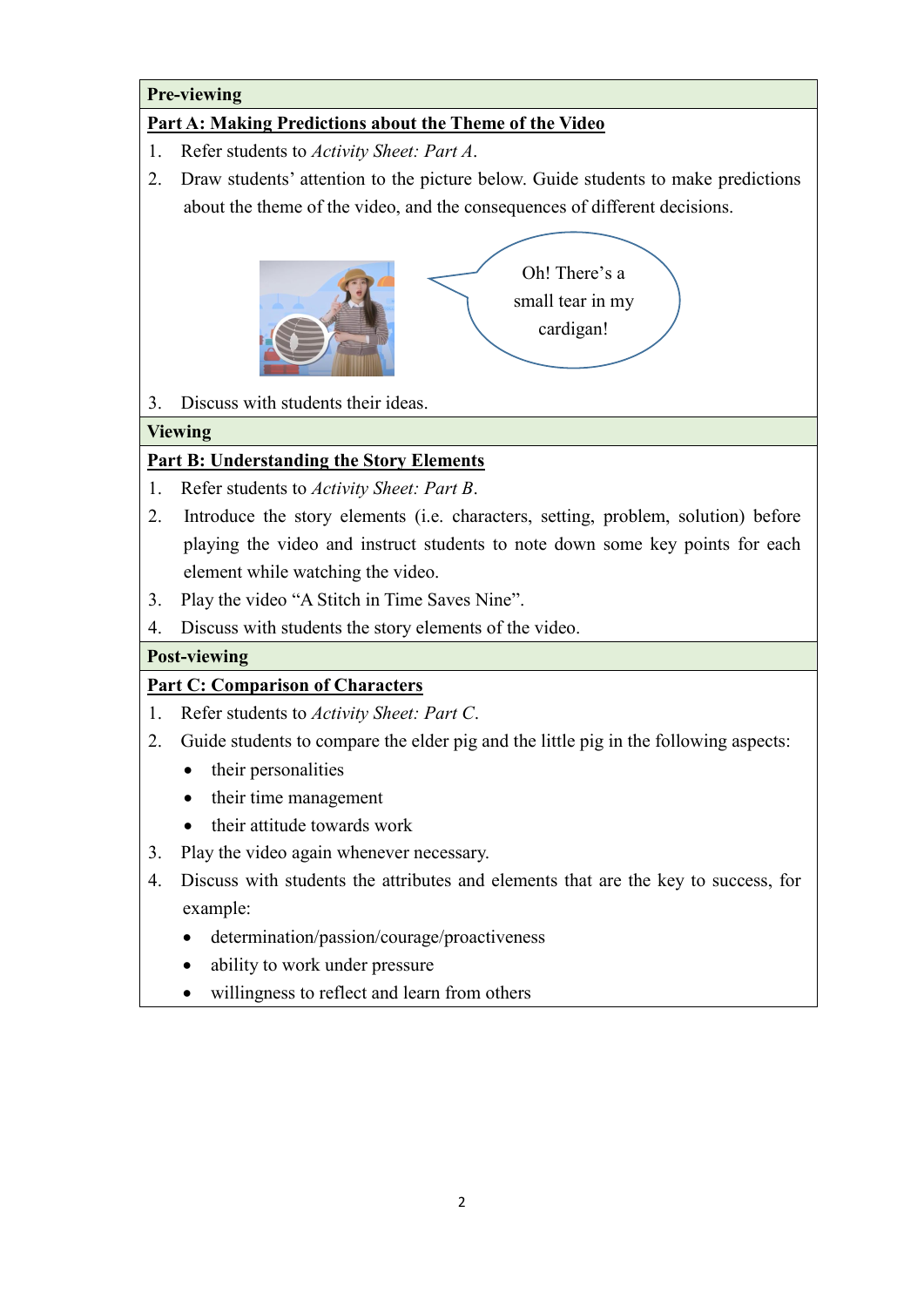**Pre-viewing**

**Part A: Making Predictions about the Theme of the Video**

1. Refer students to *Activity Sheet: Part A*.
2. Draw students' attention to the picture below. Guide students to make predictions about the theme of the video, and the consequences of different decisions.

Oh! There's a small tear in my cardigan!

3. Discuss with students their ideas.

**Viewing**

**Part B: Understanding the Story Elements**

1. Refer students to *Activity Sheet: Part B*.
2. Introduce the story elements (i.e. characters, setting, problem, solution) before playing the video and instruct students to note down some key points for each element while watching the video.
3. Play the video "A Stitch in Time Saves Nine".
4. Discuss with students the story elements of the video.

**Post-viewing**

**Part C: Comparison of Characters**

1. Refer students to *Activity Sheet: Part C*.
2. Guide students to compare the elder pig and the little pig in the following aspects:
   - their personalities
   - their time management
   - their attitude towards work
3. Play the video again whenever necessary.
4. Discuss with students the attributes and elements that are the key to success, for example:
   - determination/passion/courage/proactiveness
   - ability to work under pressure
   - willingness to reflect and learn from others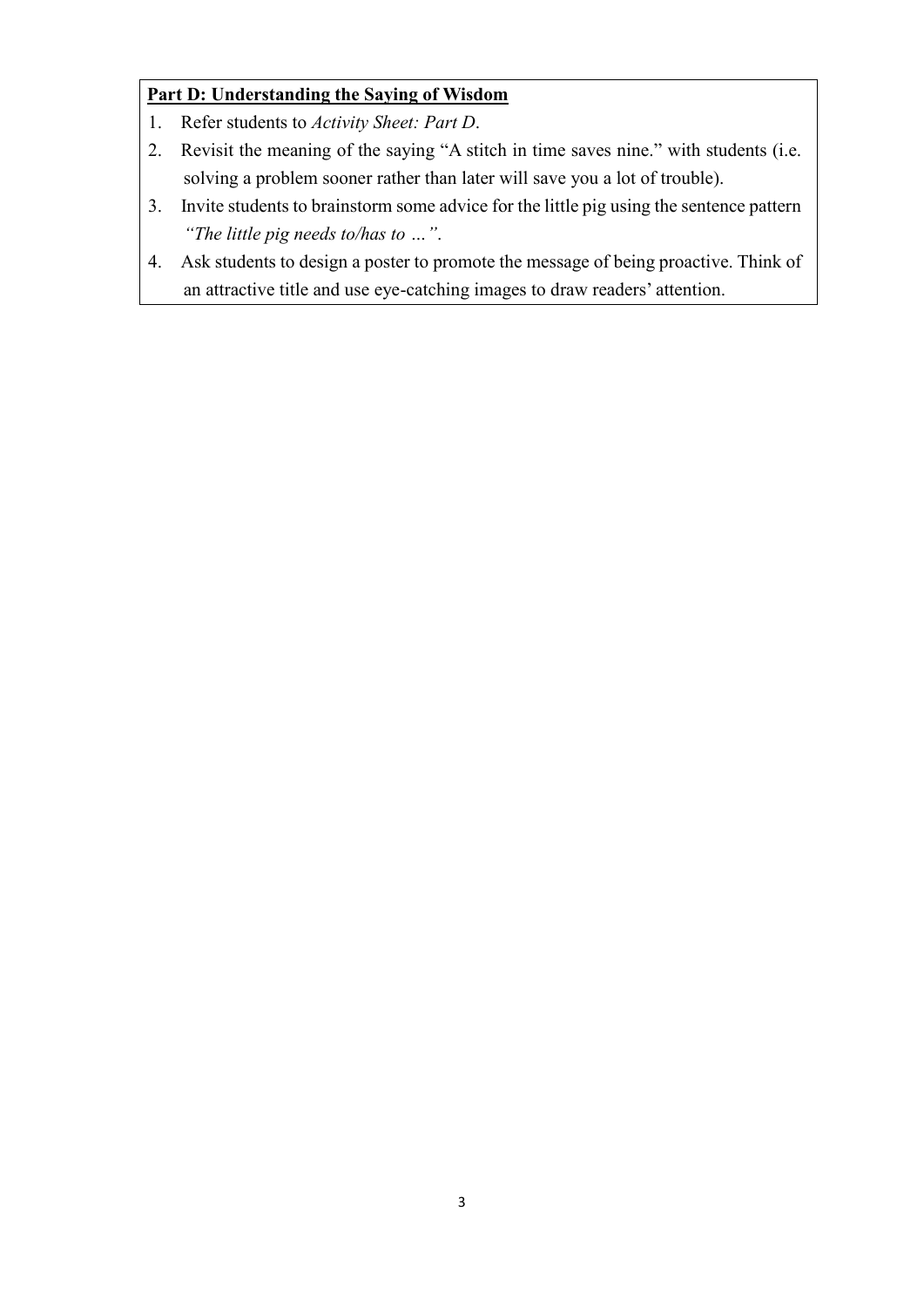**<u>Part D: Understanding the Saying of Wisdom</u>**

1. Refer students to *Activity Sheet: Part D*.
2. Revisit the meaning of the saying "A stitch in time saves nine." with students (i.e. solving a problem sooner rather than later will save you a lot of trouble).
3. Invite students to brainstorm some advice for the little pig using the sentence pattern *"The little pig needs to/has to …"*.
4. Ask students to design a poster to promote the message of being proactive. Think of an attractive title and use eye-catching images to draw readers' attention.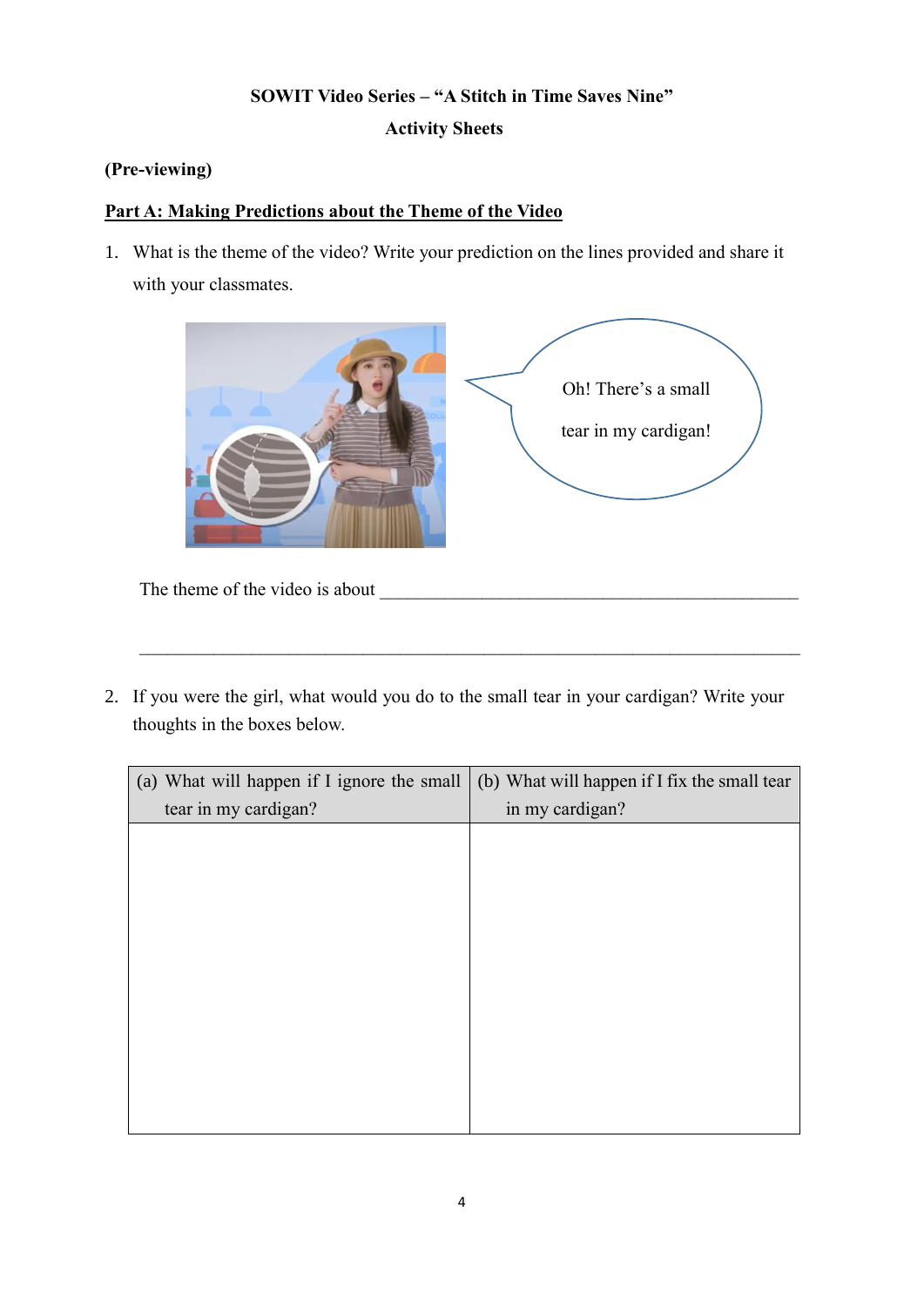**SOWIT Video Series – "A Stitch in Time Saves Nine"**

**Activity Sheets**

**(Pre-viewing)**

**Part A: Making Predictions about the Theme of the Video**

1. What is the theme of the video? Write your prediction on the lines provided and share it with your classmates.

Oh! There's a small tear in my cardigan!

The theme of the video is about \_\_\_\_\_\_\_\_\_\_\_\_\_\_\_\_\_\_\_\_\_\_\_\_\_\_\_\_\_\_\_\_\_\_\_\_\_\_\_\_\_\_\_\_\_\_\_\_

\_\_\_\_\_\_\_\_\_\_\_\_\_\_\_\_\_\_\_\_\_\_\_\_\_\_\_\_\_\_\_\_\_\_\_\_\_\_\_\_\_\_\_\_\_\_\_\_\_\_\_\_\_\_\_\_\_\_\_\_\_\_\_\_\_\_\_\_\_\_\_\_

2. If you were the girl, what would you do to the small tear in your cardigan? Write your thoughts in the boxes below.

| (a) What will happen if I ignore the small tear in my cardigan? | (b) What will happen if I fix the small tear in my cardigan? |
|---|---|
| | |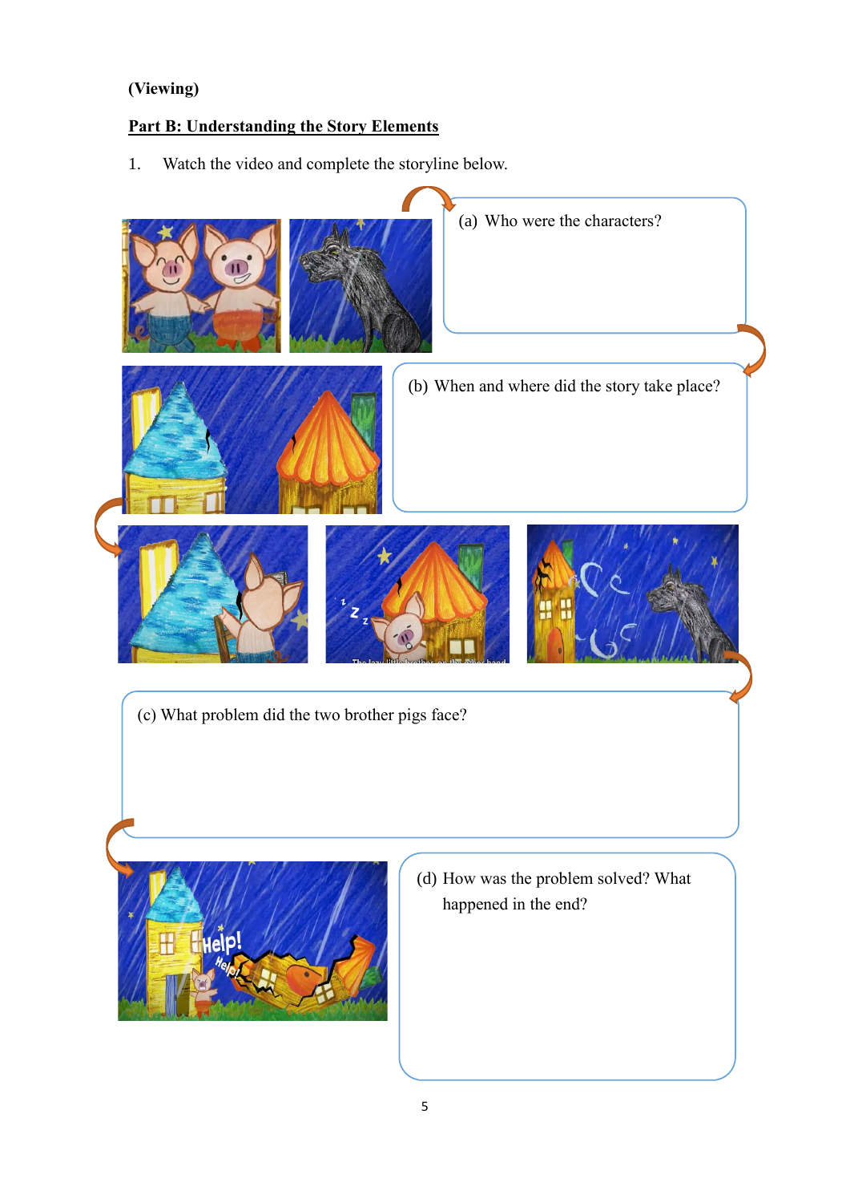(Viewing)

**Part B: Understanding the Story Elements**

1. Watch the video and complete the storyline below.

(a) Who were the characters?

(b) When and where did the story take place?

(c) What problem did the two brother pigs face?

(d) How was the problem solved? What happened in the end?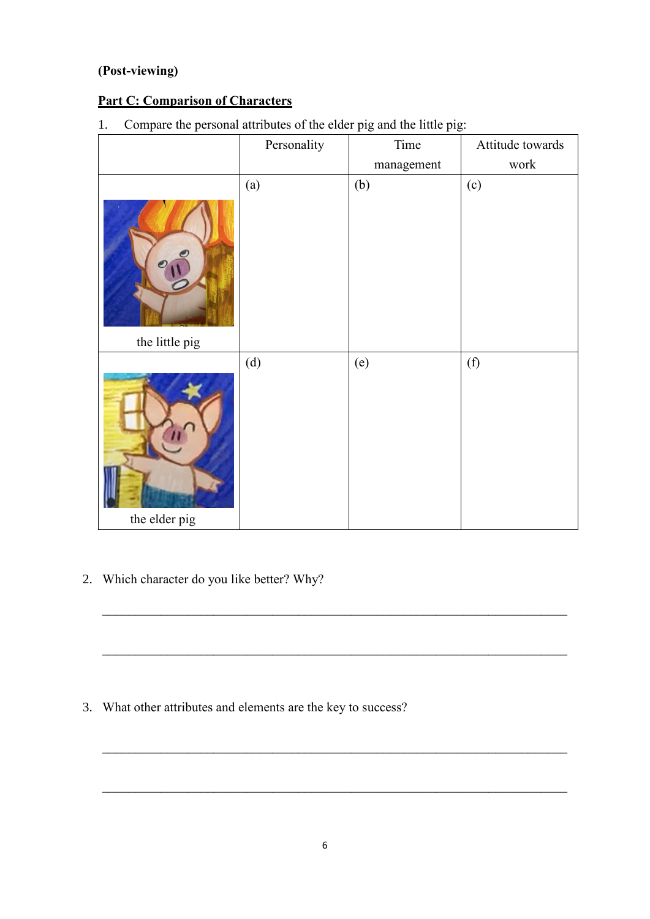**(Post-viewing)**

**Part C: Comparison of Characters**

1. Compare the personal attributes of the elder pig and the little pig:

| | Personality | Time management | Attitude towards work |
|---|---|---|---|
| the little pig | (a) | (b) | (c) |
| the elder pig | (d) | (e) | (f) |

2. Which character do you like better? Why?

\_\_\_\_\_\_\_\_\_\_\_\_\_\_\_\_\_\_\_\_\_\_\_\_\_\_\_\_\_\_\_\_\_\_\_\_\_\_\_\_\_\_\_\_\_\_\_\_\_\_\_\_\_\_\_\_\_\_\_\_\_\_\_\_\_\_\_\_

\_\_\_\_\_\_\_\_\_\_\_\_\_\_\_\_\_\_\_\_\_\_\_\_\_\_\_\_\_\_\_\_\_\_\_\_\_\_\_\_\_\_\_\_\_\_\_\_\_\_\_\_\_\_\_\_\_\_\_\_\_\_\_\_\_\_\_\_

3. What other attributes and elements are the key to success?

\_\_\_\_\_\_\_\_\_\_\_\_\_\_\_\_\_\_\_\_\_\_\_\_\_\_\_\_\_\_\_\_\_\_\_\_\_\_\_\_\_\_\_\_\_\_\_\_\_\_\_\_\_\_\_\_\_\_\_\_\_\_\_\_\_\_\_\_

\_\_\_\_\_\_\_\_\_\_\_\_\_\_\_\_\_\_\_\_\_\_\_\_\_\_\_\_\_\_\_\_\_\_\_\_\_\_\_\_\_\_\_\_\_\_\_\_\_\_\_\_\_\_\_\_\_\_\_\_\_\_\_\_\_\_\_\_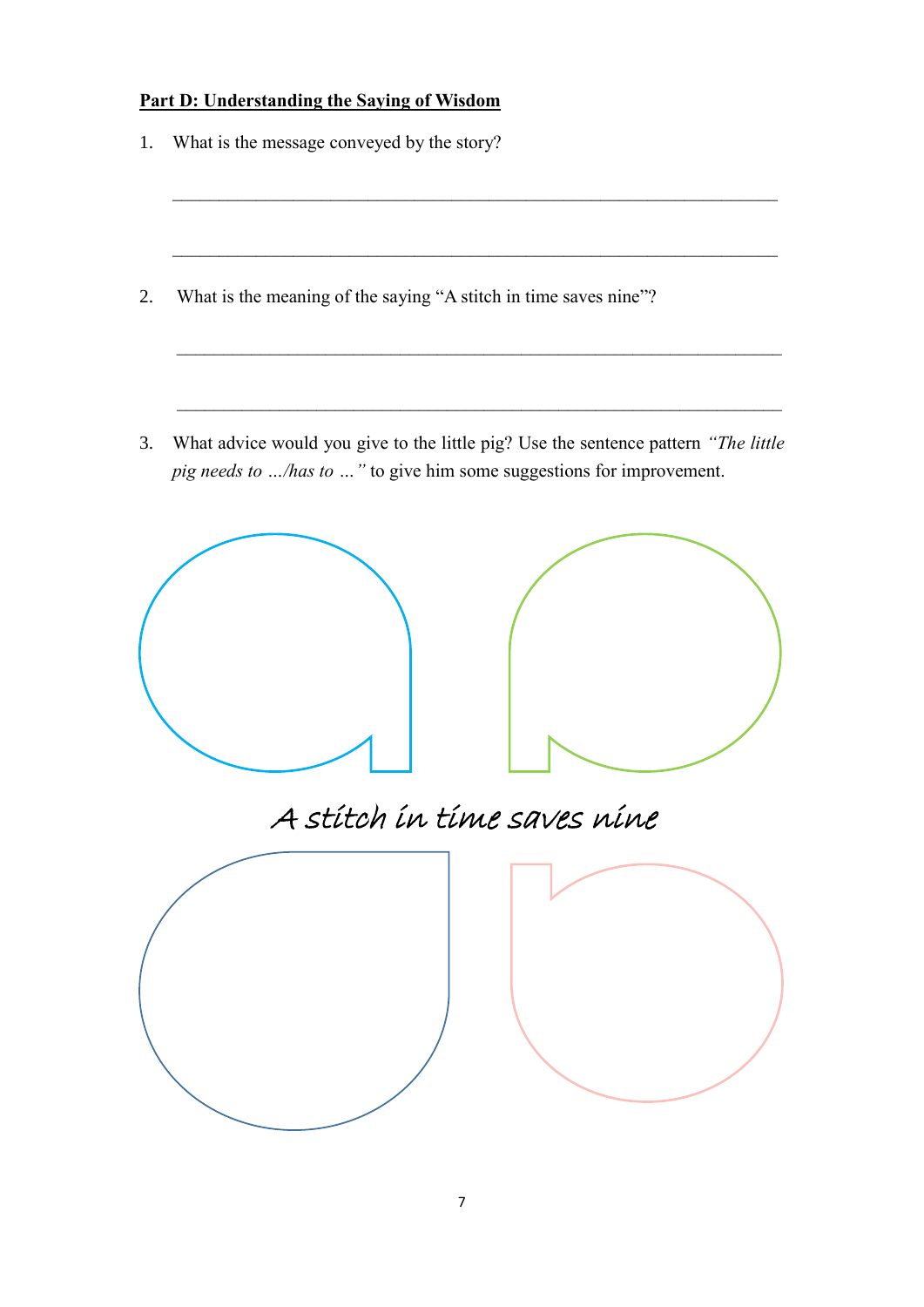**Part D: Understanding the Saying of Wisdom**

1. What is the message conveyed by the story?

______________________________________________________________________

______________________________________________________________________

2. What is the meaning of the saying "A stitch in time saves nine"?

______________________________________________________________________

______________________________________________________________________

3. What advice would you give to the little pig? Use the sentence pattern *"The little pig needs to …/has to …"* to give him some suggestions for improvement.

*A stitch in time saves nine*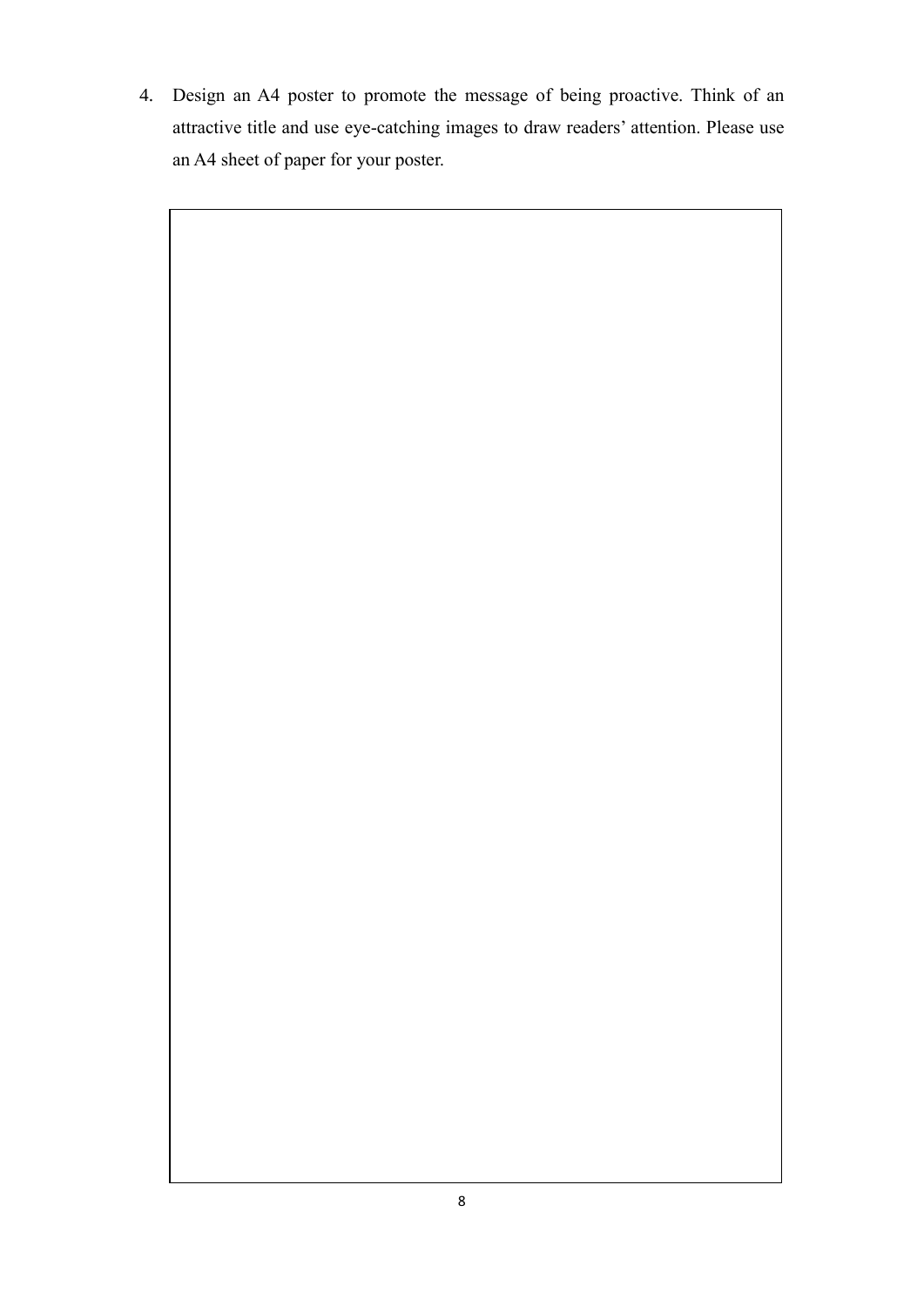4. Design an A4 poster to promote the message of being proactive. Think of an attractive title and use eye-catching images to draw readers' attention. Please use an A4 sheet of paper for your poster.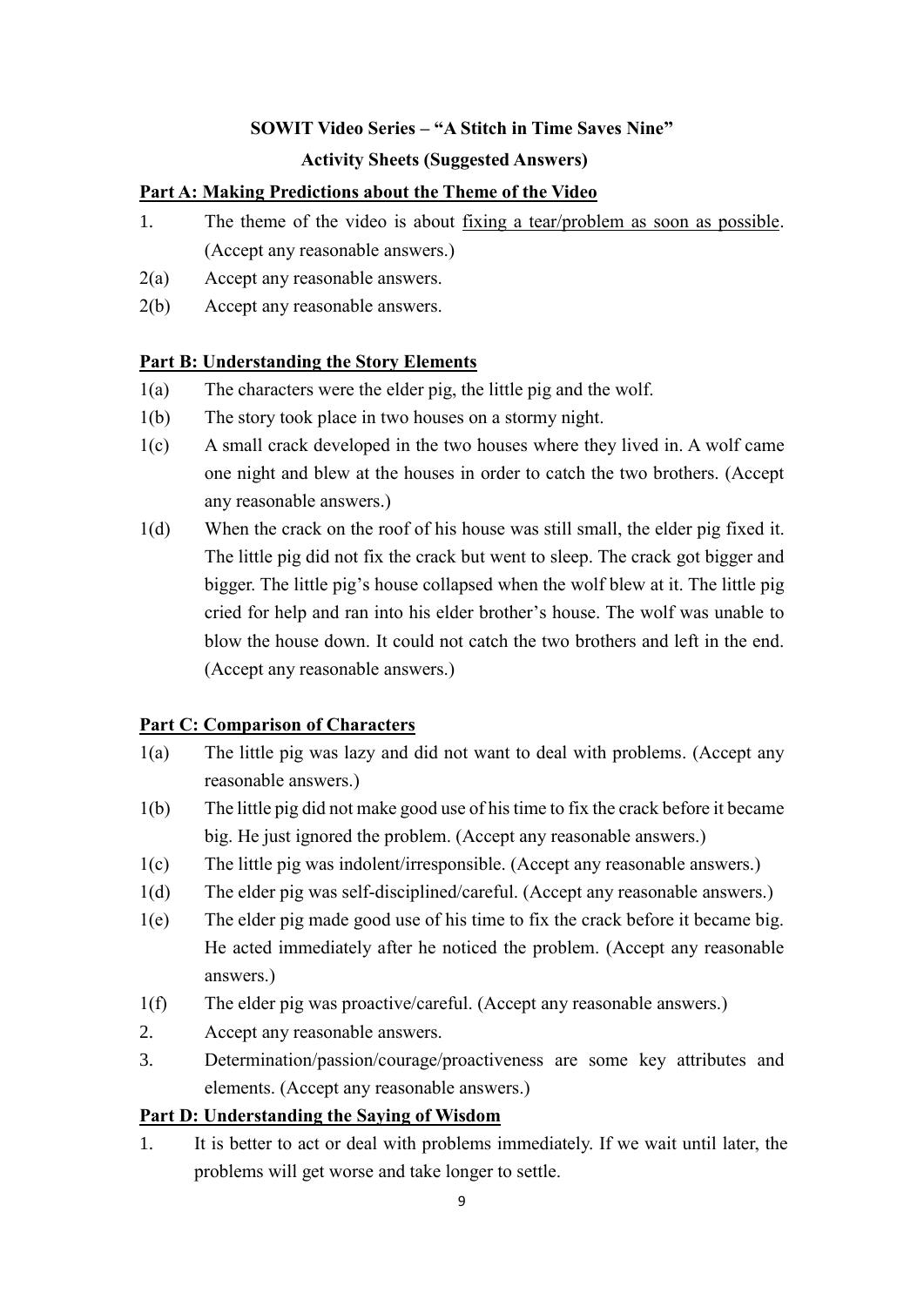**SOWIT Video Series – "A Stitch in Time Saves Nine"**

**Activity Sheets (Suggested Answers)**

## Part A: Making Predictions about the Theme of the Video

1. The theme of the video is about fixing a tear/problem as soon as possible. (Accept any reasonable answers.)

2(a) Accept any reasonable answers.

2(b) Accept any reasonable answers.

## Part B: Understanding the Story Elements

1(a) The characters were the elder pig, the little pig and the wolf.

1(b) The story took place in two houses on a stormy night.

1(c) A small crack developed in the two houses where they lived in. A wolf came one night and blew at the houses in order to catch the two brothers. (Accept any reasonable answers.)

1(d) When the crack on the roof of his house was still small, the elder pig fixed it. The little pig did not fix the crack but went to sleep. The crack got bigger and bigger. The little pig's house collapsed when the wolf blew at it. The little pig cried for help and ran into his elder brother's house. The wolf was unable to blow the house down. It could not catch the two brothers and left in the end. (Accept any reasonable answers.)

## Part C: Comparison of Characters

1(a) The little pig was lazy and did not want to deal with problems. (Accept any reasonable answers.)

1(b) The little pig did not make good use of his time to fix the crack before it became big. He just ignored the problem. (Accept any reasonable answers.)

1(c) The little pig was indolent/irresponsible. (Accept any reasonable answers.)

1(d) The elder pig was self-disciplined/careful. (Accept any reasonable answers.)

1(e) The elder pig made good use of his time to fix the crack before it became big. He acted immediately after he noticed the problem. (Accept any reasonable answers.)

1(f) The elder pig was proactive/careful. (Accept any reasonable answers.)

2. Accept any reasonable answers.

3. Determination/passion/courage/proactiveness are some key attributes and elements. (Accept any reasonable answers.)

## Part D: Understanding the Saying of Wisdom

1. It is better to act or deal with problems immediately. If we wait until later, the problems will get worse and take longer to settle.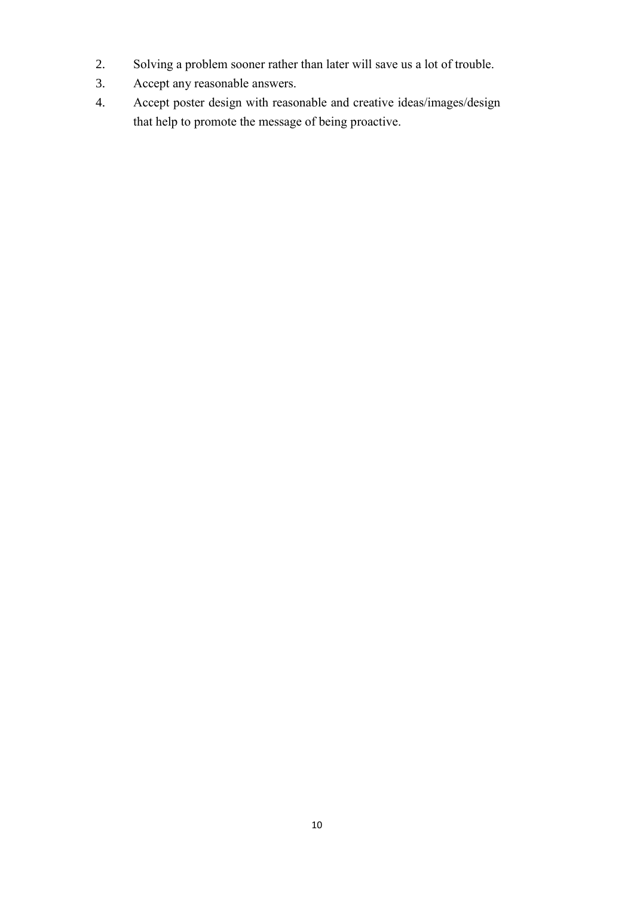2. Solving a problem sooner rather than later will save us a lot of trouble.
3. Accept any reasonable answers.
4. Accept poster design with reasonable and creative ideas/images/design that help to promote the message of being proactive.